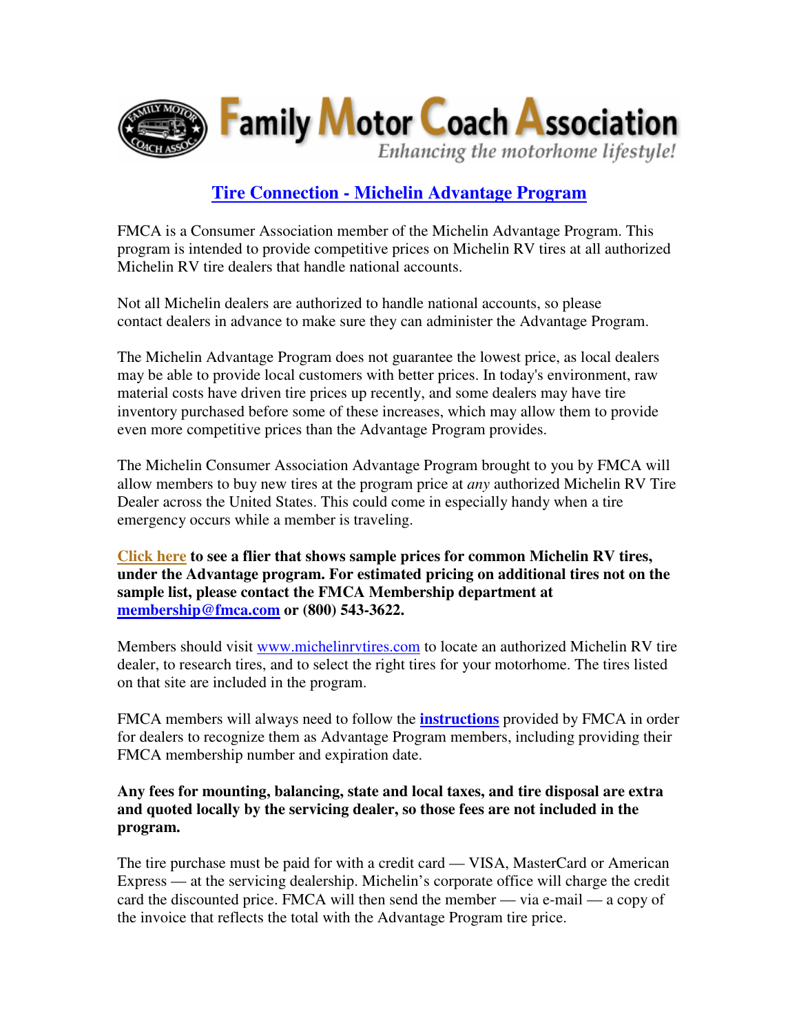# Family Motor Coach Association

*Enhancing the motorhome lifestyle!*

## Tire Connection - Michelin Advantage Program

FMCA is a Consumer Association member of the Michelin Advantage Program. This program is intended to provide competitive prices on Michelin RV tires at all authorized Michelin RV tire dealers that handle national accounts.

Not all Michelin dealers are authorized to handle national accounts, so please contact dealers in advance to make sure they can administer the Advantage Program.

The Michelin Advantage Program does not guarantee the lowest price, as local dealers may be able to provide local customers with better prices. In today's environment, raw material costs have driven tire prices up recently, and some dealers may have tire inventory purchased before some of these increases, which may allow them to provide even more competitive prices than the Advantage Program provides.

The Michelin Consumer Association Advantage Program brought to you by FMCA will allow members to buy new tires at the program price at *any* authorized Michelin RV Tire Dealer across the United States. This could come in especially handy when a tire emergency occurs while a member is traveling.

**Click here to see a flier that shows sample prices for common Michelin RV tires, under the Advantage program. For estimated pricing on additional tires not on the sample list, please contact the FMCA Membership department at membership@fmca.com or (800) 543-3622.**

Members should visit www.michelinrvtires.com to locate an authorized Michelin RV tire dealer, to research tires, and to select the right tires for your motorhome. The tires listed on that site are included in the program.

FMCA members will always need to follow the **instructions** provided by FMCA in order for dealers to recognize them as Advantage Program members, including providing their FMCA membership number and expiration date.

**Any fees for mounting, balancing, state and local taxes, and tire disposal are extra and quoted locally by the servicing dealer, so those fees are not included in the program.**

The tire purchase must be paid for with a credit card — VISA, MasterCard or American Express — at the servicing dealership. Michelin's corporate office will charge the credit card the discounted price. FMCA will then send the member — via e-mail — a copy of the invoice that reflects the total with the Advantage Program tire price.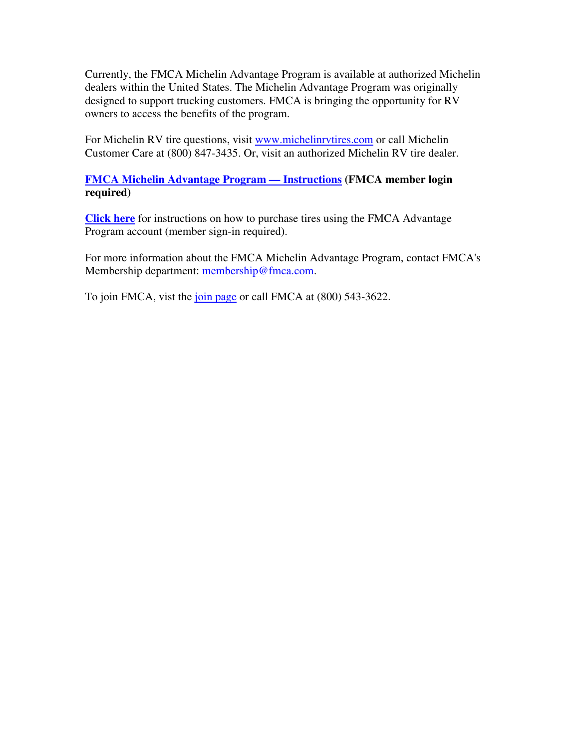Currently, the FMCA Michelin Advantage Program is available at authorized Michelin dealers within the United States. The Michelin Advantage Program was originally designed to support trucking customers. FMCA is bringing the opportunity for RV owners to access the benefits of the program.

For Michelin RV tire questions, visit www.michelinrvtires.com or call Michelin Customer Care at (800) 847-3435. Or, visit an authorized Michelin RV tire dealer.

**FMCA Michelin Advantage Program — Instructions (FMCA member login required)**

**Click here** for instructions on how to purchase tires using the FMCA Advantage Program account (member sign-in required).

For more information about the FMCA Michelin Advantage Program, contact FMCA's Membership department: membership@fmca.com.

To join FMCA, vist the join page or call FMCA at (800) 543-3622.